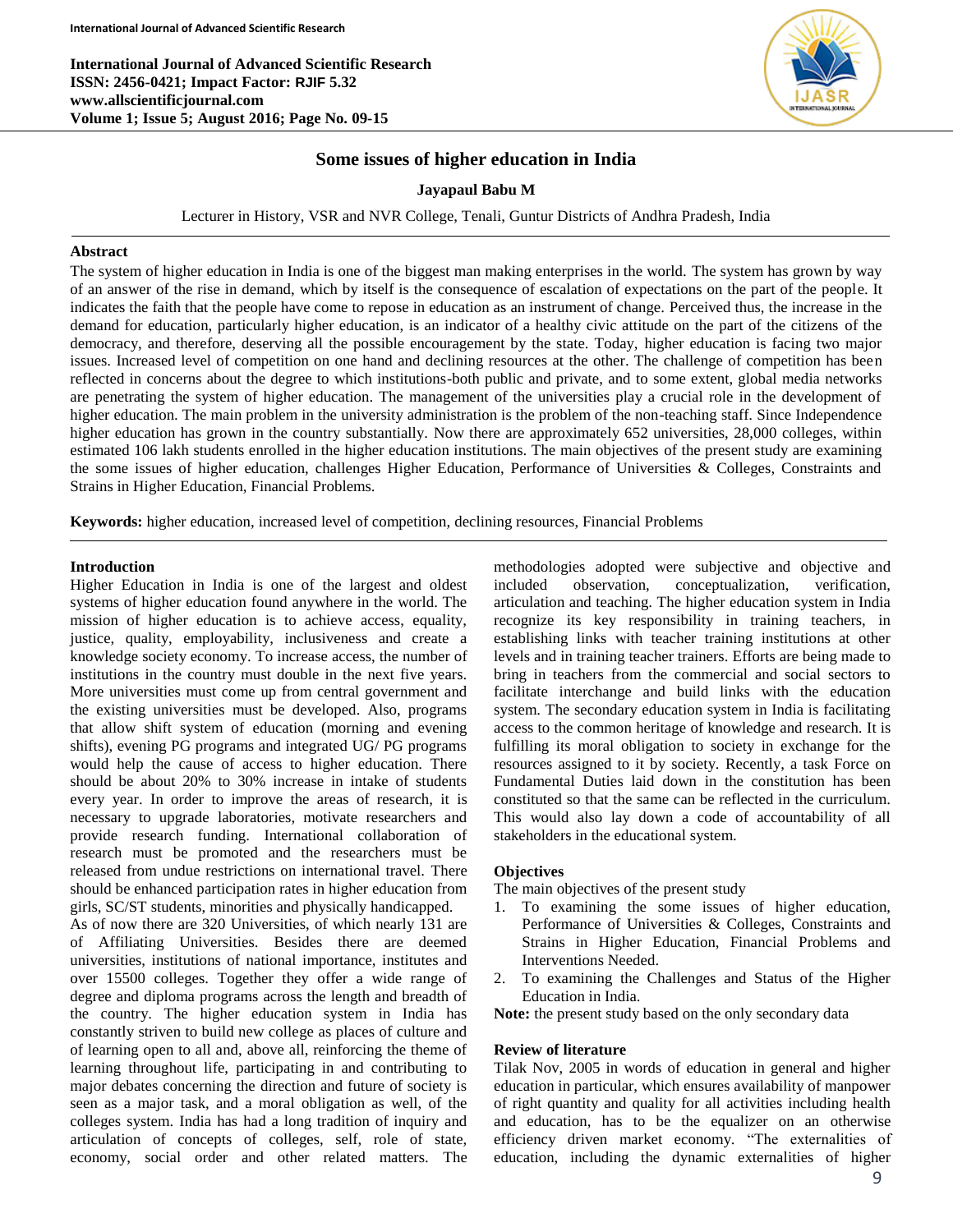# Some issues of higher education in India

**Jayapaul Babu M**

Lecturer in History, VSR and NVR College, Tenali, Guntur Districts of Andhra Pradesh, India

## Abstract

The system of higher education in India is one of the biggest man making enterprises in the world. The system has grown by way of an answer of the rise in demand, which by itself is the consequence of escalation of expectations on the part of the people. It indicates the faith that the people have come to repose in education as an instrument of change. Perceived thus, the increase in the demand for education, particularly higher education, is an indicator of a healthy civic attitude on the part of the citizens of the democracy, and therefore, deserving all the possible encouragement by the state. Today, higher education is facing two major issues. Increased level of competition on one hand and declining resources at the other. The challenge of competition has been reflected in concerns about the degree to which institutions-both public and private, and to some extent, global media networks are penetrating the system of higher education. The management of the universities play a crucial role in the development of higher education. The main problem in the university administration is the problem of the non-teaching staff. Since Independence higher education has grown in the country substantially. Now there are approximately 652 universities, 28,000 colleges, within estimated 106 lakh students enrolled in the higher education institutions. The main objectives of the present study are examining the some issues of higher education, challenges Higher Education, Performance of Universities & Colleges, Constraints and Strains in Higher Education, Financial Problems.

**Keywords:** higher education, increased level of competition, declining resources, Financial Problems

## Introduction

Higher Education in India is one of the largest and oldest systems of higher education found anywhere in the world. The mission of higher education is to achieve access, equality, justice, quality, employability, inclusiveness and create a knowledge society economy. To increase access, the number of institutions in the country must double in the next five years. More universities must come up from central government and the existing universities must be developed. Also, programs that allow shift system of education (morning and evening shifts), evening PG programs and integrated UG/ PG programs would help the cause of access to higher education. There should be about 20% to 30% increase in intake of students every year. In order to improve the areas of research, it is necessary to upgrade laboratories, motivate researchers and provide research funding. International collaboration of research must be promoted and the researchers must be released from undue restrictions on international travel. There should be enhanced participation rates in higher education from girls, SC/ST students, minorities and physically handicapped.

As of now there are 320 Universities, of which nearly 131 are of Affiliating Universities. Besides there are deemed universities, institutions of national importance, institutes and over 15500 colleges. Together they offer a wide range of degree and diploma programs across the length and breadth of the country. The higher education system in India has constantly striven to build new college as places of culture and of learning open to all and, above all, reinforcing the theme of learning throughout life, participating in and contributing to major debates concerning the direction and future of society is seen as a major task, and a moral obligation as well, of the colleges system. India has had a long tradition of inquiry and articulation of concepts of colleges, self, role of state, economy, social order and other related matters. The methodologies adopted were subjective and objective and included observation, conceptualization, verification, articulation and teaching. The higher education system in India recognize its key responsibility in training teachers, in establishing links with teacher training institutions at other levels and in training teacher trainers. Efforts are being made to bring in teachers from the commercial and social sectors to facilitate interchange and build links with the education system. The secondary education system in India is facilitating access to the common heritage of knowledge and research. It is fulfilling its moral obligation to society in exchange for the resources assigned to it by society. Recently, a task Force on Fundamental Duties laid down in the constitution has been constituted so that the same can be reflected in the curriculum. This would also lay down a code of accountability of all stakeholders in the educational system.

## Objectives

The main objectives of the present study

1. To examining the some issues of higher education, Performance of Universities & Colleges, Constraints and Strains in Higher Education, Financial Problems and Interventions Needed.
2. To examining the Challenges and Status of the Higher Education in India.

**Note:** the present study based on the only secondary data

## Review of literature

Tilak Nov, 2005 in words of education in general and higher education in particular, which ensures availability of manpower of right quantity and quality for all activities including health and education, has to be the equalizer on an otherwise efficiency driven market economy. "The externalities of education, including the dynamic externalities of higher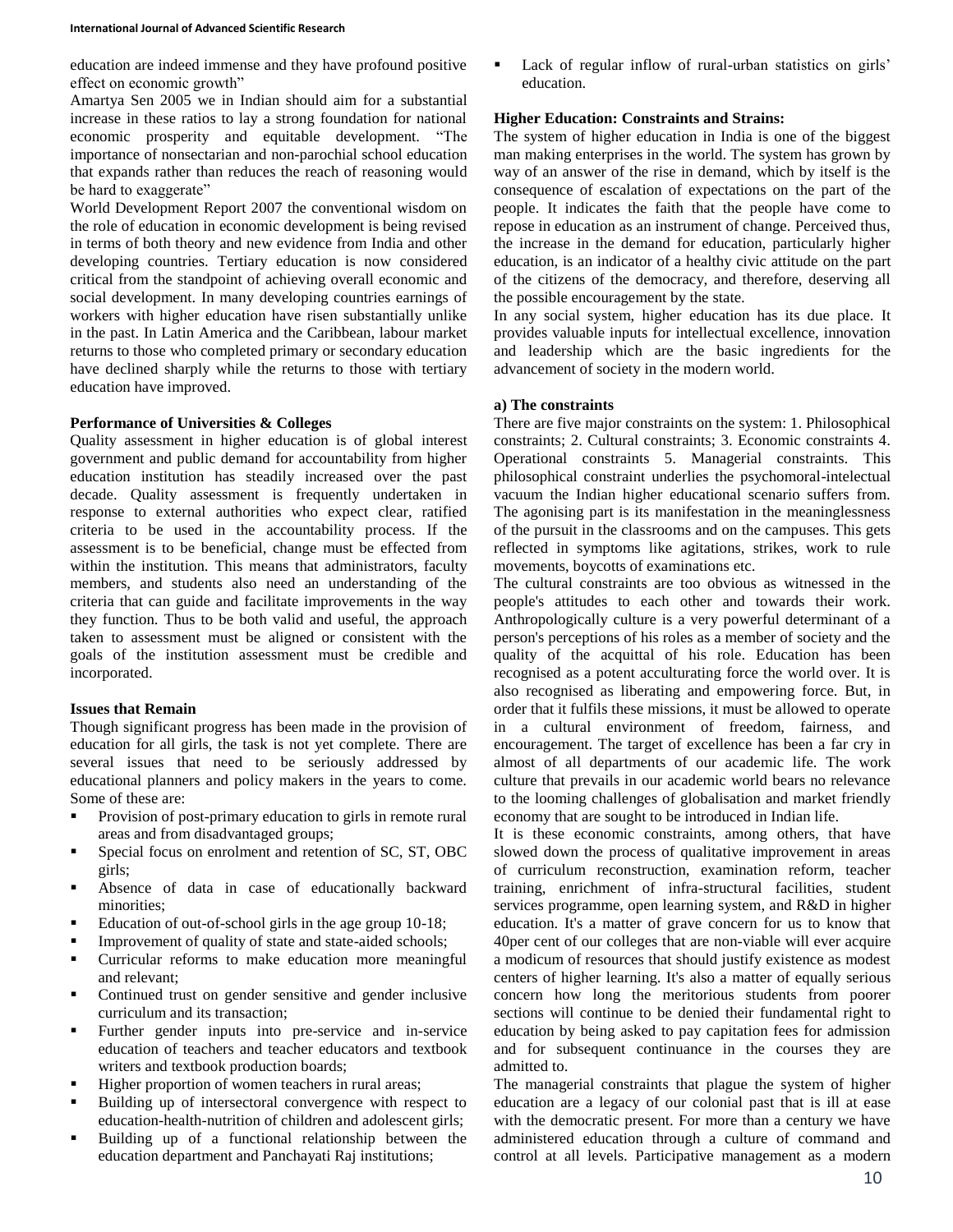education are indeed immense and they have profound positive effect on economic growth"

Amartya Sen 2005 we in Indian should aim for a substantial increase in these ratios to lay a strong foundation for national economic prosperity and equitable development. "The importance of nonsectarian and non-parochial school education that expands rather than reduces the reach of reasoning would be hard to exaggerate"

World Development Report 2007 the conventional wisdom on the role of education in economic development is being revised in terms of both theory and new evidence from India and other developing countries. Tertiary education is now considered critical from the standpoint of achieving overall economic and social development. In many developing countries earnings of workers with higher education have risen substantially unlike in the past. In Latin America and the Caribbean, labour market returns to those who completed primary or secondary education have declined sharply while the returns to those with tertiary education have improved.

**Performance of Universities & Colleges**

Quality assessment in higher education is of global interest government and public demand for accountability from higher education institution has steadily increased over the past decade. Quality assessment is frequently undertaken in response to external authorities who expect clear, ratified criteria to be used in the accountability process. If the assessment is to be beneficial, change must be effected from within the institution. This means that administrators, faculty members, and students also need an understanding of the criteria that can guide and facilitate improvements in the way they function. Thus to be both valid and useful, the approach taken to assessment must be aligned or consistent with the goals of the institution assessment must be credible and incorporated.

**Issues that Remain**

Though significant progress has been made in the provision of education for all girls, the task is not yet complete. There are several issues that need to be seriously addressed by educational planners and policy makers in the years to come. Some of these are:

- Provision of post-primary education to girls in remote rural areas and from disadvantaged groups;
- Special focus on enrolment and retention of SC, ST, OBC girls;
- Absence of data in case of educationally backward minorities;
- Education of out-of-school girls in the age group 10-18;
- Improvement of quality of state and state-aided schools;
- Curricular reforms to make education more meaningful and relevant;
- Continued trust on gender sensitive and gender inclusive curriculum and its transaction;
- Further gender inputs into pre-service and in-service education of teachers and teacher educators and textbook writers and textbook production boards;
- Higher proportion of women teachers in rural areas;
- Building up of intersectoral convergence with respect to education-health-nutrition of children and adolescent girls;
- Building up of a functional relationship between the education department and Panchayati Raj institutions;
- Lack of regular inflow of rural-urban statistics on girls' education.

**Higher Education: Constraints and Strains:**

The system of higher education in India is one of the biggest man making enterprises in the world. The system has grown by way of an answer of the rise in demand, which by itself is the consequence of escalation of expectations on the part of the people. It indicates the faith that the people have come to repose in education as an instrument of change. Perceived thus, the increase in the demand for education, particularly higher education, is an indicator of a healthy civic attitude on the part of the citizens of the democracy, and therefore, deserving all the possible encouragement by the state.

In any social system, higher education has its due place. It provides valuable inputs for intellectual excellence, innovation and leadership which are the basic ingredients for the advancement of society in the modern world.

**a) The constraints**

There are five major constraints on the system: 1. Philosophical constraints; 2. Cultural constraints; 3. Economic constraints 4. Operational constraints 5. Managerial constraints. This philosophical constraint underlies the psychomoral-intelectual vacuum the Indian higher educational scenario suffers from. The agonising part is its manifestation in the meaninglessness of the pursuit in the classrooms and on the campuses. This gets reflected in symptoms like agitations, strikes, work to rule movements, boycotts of examinations etc.

The cultural constraints are too obvious as witnessed in the people's attitudes to each other and towards their work. Anthropologically culture is a very powerful determinant of a person's perceptions of his roles as a member of society and the quality of the acquittal of his role. Education has been recognised as a potent acculturating force the world over. It is also recognised as liberating and empowering force. But, in order that it fulfils these missions, it must be allowed to operate in a cultural environment of freedom, fairness, and encouragement. The target of excellence has been a far cry in almost of all departments of our academic life. The work culture that prevails in our academic world bears no relevance to the looming challenges of globalisation and market friendly economy that are sought to be introduced in Indian life.

It is these economic constraints, among others, that have slowed down the process of qualitative improvement in areas of curriculum reconstruction, examination reform, teacher training, enrichment of infra-structural facilities, student services programme, open learning system, and R&D in higher education. It's a matter of grave concern for us to know that 40per cent of our colleges that are non-viable will ever acquire a modicum of resources that should justify existence as modest centers of higher learning. It's also a matter of equally serious concern how long the meritorious students from poorer sections will continue to be denied their fundamental right to education by being asked to pay capitation fees for admission and for subsequent continuance in the courses they are admitted to.

The managerial constraints that plague the system of higher education are a legacy of our colonial past that is ill at ease with the democratic present. For more than a century we have administered education through a culture of command and control at all levels. Participative management as a modern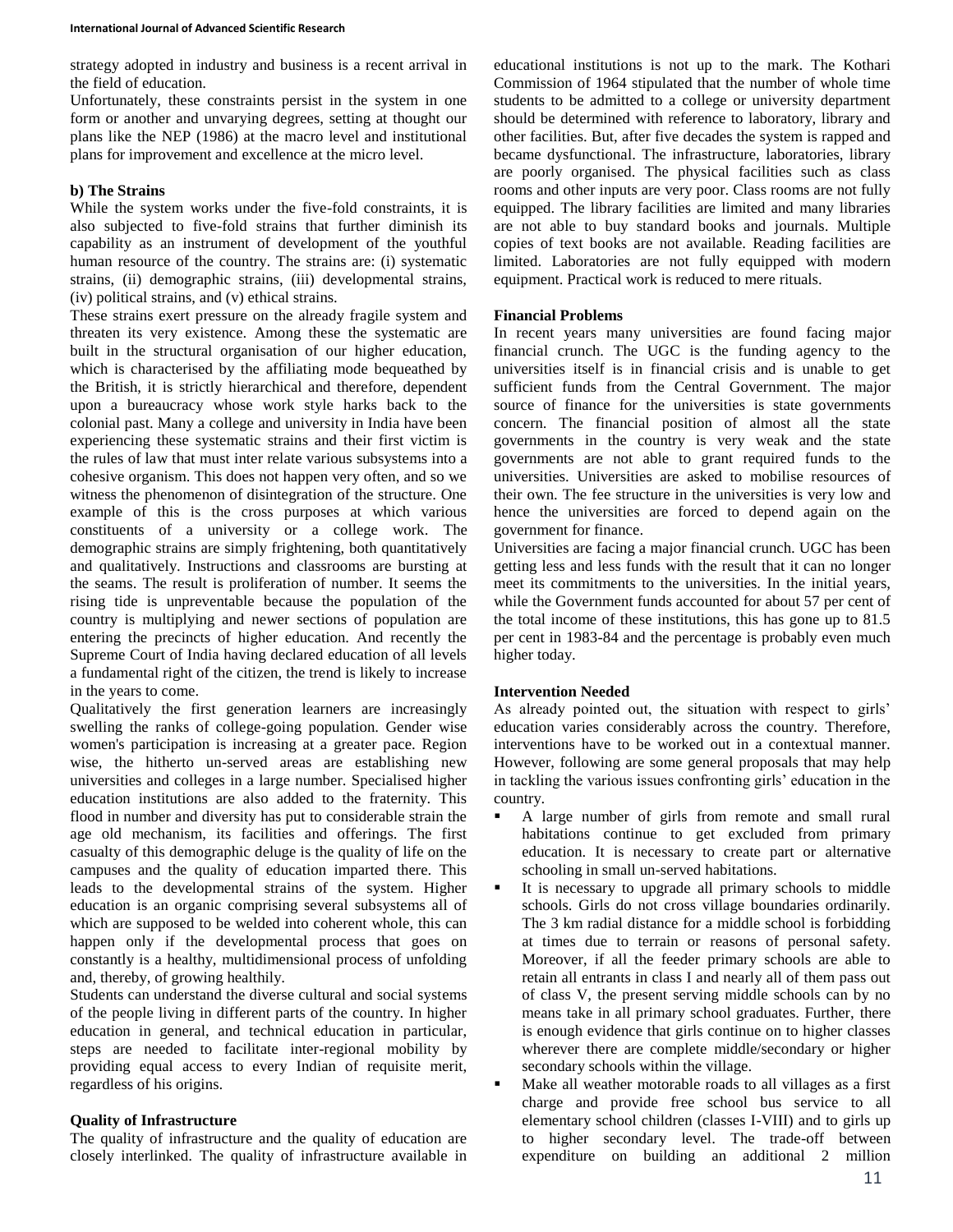strategy adopted in industry and business is a recent arrival in the field of education.

Unfortunately, these constraints persist in the system in one form or another and unvarying degrees, setting at thought our plans like the NEP (1986) at the macro level and institutional plans for improvement and excellence at the micro level.

### b) The Strains

While the system works under the five-fold constraints, it is also subjected to five-fold strains that further diminish its capability as an instrument of development of the youthful human resource of the country. The strains are: (i) systematic strains, (ii) demographic strains, (iii) developmental strains, (iv) political strains, and (v) ethical strains.

These strains exert pressure on the already fragile system and threaten its very existence. Among these the systematic are built in the structural organisation of our higher education, which is characterised by the affiliating mode bequeathed by the British, it is strictly hierarchical and therefore, dependent upon a bureaucracy whose work style harks back to the colonial past. Many a college and university in India have been experiencing these systematic strains and their first victim is the rules of law that must inter relate various subsystems into a cohesive organism. This does not happen very often, and so we witness the phenomenon of disintegration of the structure. One example of this is the cross purposes at which various constituents of a university or a college work. The demographic strains are simply frightening, both quantitatively and qualitatively. Instructions and classrooms are bursting at the seams. The result is proliferation of number. It seems the rising tide is unpreventable because the population of the country is multiplying and newer sections of population are entering the precincts of higher education. And recently the Supreme Court of India having declared education of all levels a fundamental right of the citizen, the trend is likely to increase in the years to come.

Qualitatively the first generation learners are increasingly swelling the ranks of college-going population. Gender wise women's participation is increasing at a greater pace. Region wise, the hitherto un-served areas are establishing new universities and colleges in a large number. Specialised higher education institutions are also added to the fraternity. This flood in number and diversity has put to considerable strain the age old mechanism, its facilities and offerings. The first casualty of this demographic deluge is the quality of life on the campuses and the quality of education imparted there. This leads to the developmental strains of the system. Higher education is an organic comprising several subsystems all of which are supposed to be welded into coherent whole, this can happen only if the developmental process that goes on constantly is a healthy, multidimensional process of unfolding and, thereby, of growing healthily.

Students can understand the diverse cultural and social systems of the people living in different parts of the country. In higher education in general, and technical education in particular, steps are needed to facilitate inter-regional mobility by providing equal access to every Indian of requisite merit, regardless of his origins.

### Quality of Infrastructure

The quality of infrastructure and the quality of education are closely interlinked. The quality of infrastructure available in educational institutions is not up to the mark. The Kothari Commission of 1964 stipulated that the number of whole time students to be admitted to a college or university department should be determined with reference to laboratory, library and other facilities. But, after five decades the system is rapped and became dysfunctional. The infrastructure, laboratories, library are poorly organised. The physical facilities such as class rooms and other inputs are very poor. Class rooms are not fully equipped. The library facilities are limited and many libraries are not able to buy standard books and journals. Multiple copies of text books are not available. Reading facilities are limited. Laboratories are not fully equipped with modern equipment. Practical work is reduced to mere rituals.

### Financial Problems

In recent years many universities are found facing major financial crunch. The UGC is the funding agency to the universities itself is in financial crisis and is unable to get sufficient funds from the Central Government. The major source of finance for the universities is state governments concern. The financial position of almost all the state governments in the country is very weak and the state governments are not able to grant required funds to the universities. Universities are asked to mobilise resources of their own. The fee structure in the universities is very low and hence the universities are forced to depend again on the government for finance.

Universities are facing a major financial crunch. UGC has been getting less and less funds with the result that it can no longer meet its commitments to the universities. In the initial years, while the Government funds accounted for about 57 per cent of the total income of these institutions, this has gone up to 81.5 per cent in 1983-84 and the percentage is probably even much higher today.

### Intervention Needed

As already pointed out, the situation with respect to girls' education varies considerably across the country. Therefore, interventions have to be worked out in a contextual manner. However, following are some general proposals that may help in tackling the various issues confronting girls' education in the country.

- A large number of girls from remote and small rural habitations continue to get excluded from primary education. It is necessary to create part or alternative schooling in small un-served habitations.
- It is necessary to upgrade all primary schools to middle schools. Girls do not cross village boundaries ordinarily. The 3 km radial distance for a middle school is forbidding at times due to terrain or reasons of personal safety. Moreover, if all the feeder primary schools are able to retain all entrants in class I and nearly all of them pass out of class V, the present serving middle schools can by no means take in all primary school graduates. Further, there is enough evidence that girls continue on to higher classes wherever there are complete middle/secondary or higher secondary schools within the village.
- Make all weather motorable roads to all villages as a first charge and provide free school bus service to all elementary school children (classes I-VIII) and to girls up to higher secondary level. The trade-off between expenditure on building an additional 2 million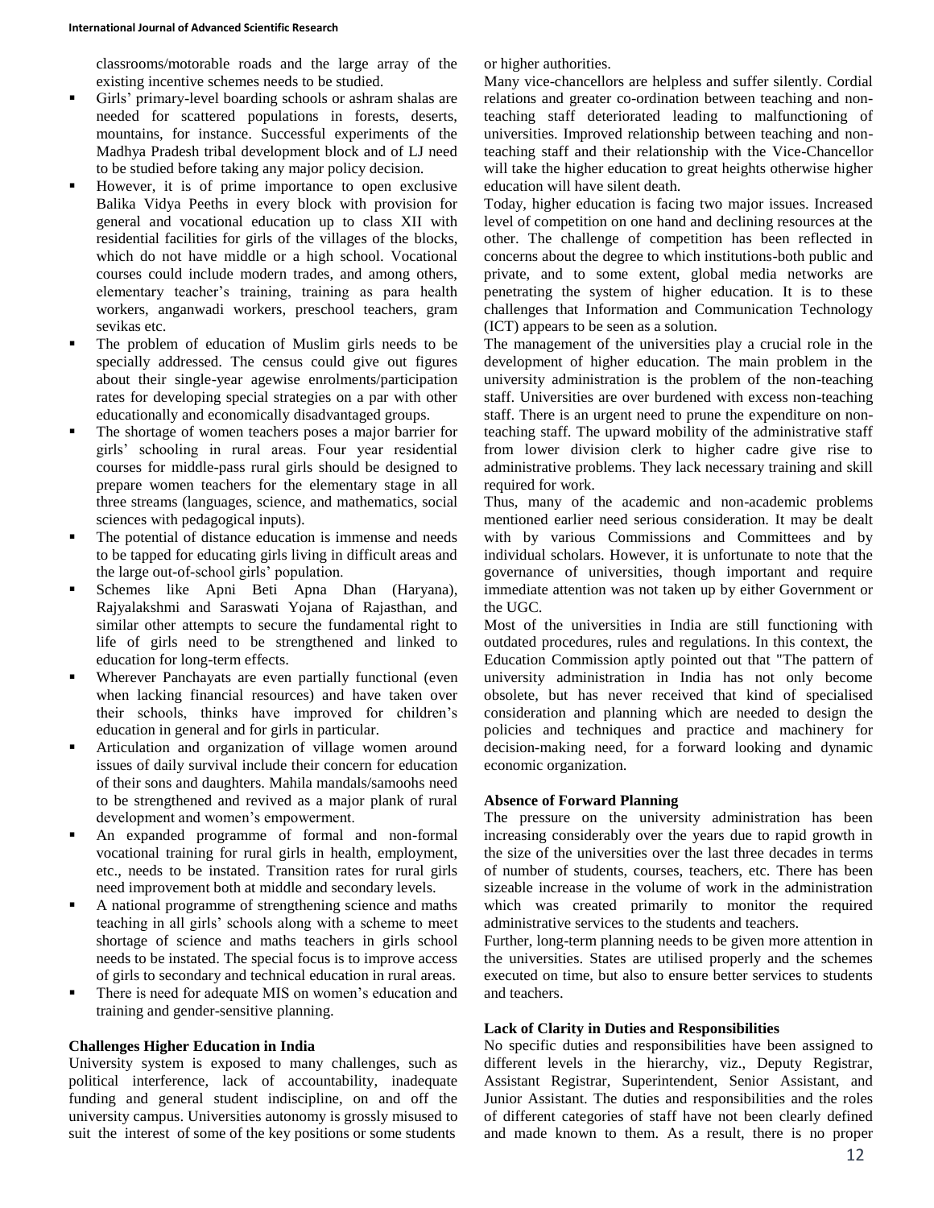classrooms/motorable roads and the large array of the existing incentive schemes needs to be studied.

- Girls' primary-level boarding schools or ashram shalas are needed for scattered populations in forests, deserts, mountains, for instance. Successful experiments of the Madhya Pradesh tribal development block and of LJ need to be studied before taking any major policy decision.
- However, it is of prime importance to open exclusive Balika Vidya Peeths in every block with provision for general and vocational education up to class XII with residential facilities for girls of the villages of the blocks, which do not have middle or a high school. Vocational courses could include modern trades, and among others, elementary teacher's training, training as para health workers, anganwadi workers, preschool teachers, gram sevikas etc.
- The problem of education of Muslim girls needs to be specially addressed. The census could give out figures about their single-year agewise enrolments/participation rates for developing special strategies on a par with other educationally and economically disadvantaged groups.
- The shortage of women teachers poses a major barrier for girls' schooling in rural areas. Four year residential courses for middle-pass rural girls should be designed to prepare women teachers for the elementary stage in all three streams (languages, science, and mathematics, social sciences with pedagogical inputs).
- The potential of distance education is immense and needs to be tapped for educating girls living in difficult areas and the large out-of-school girls' population.
- Schemes like Apni Beti Apna Dhan (Haryana), Rajyalakshmi and Saraswati Yojana of Rajasthan, and similar other attempts to secure the fundamental right to life of girls need to be strengthened and linked to education for long-term effects.
- Wherever Panchayats are even partially functional (even when lacking financial resources) and have taken over their schools, thinks have improved for children's education in general and for girls in particular.
- Articulation and organization of village women around issues of daily survival include their concern for education of their sons and daughters. Mahila mandals/samoohs need to be strengthened and revived as a major plank of rural development and women's empowerment.
- An expanded programme of formal and non-formal vocational training for rural girls in health, employment, etc., needs to be instated. Transition rates for rural girls need improvement both at middle and secondary levels.
- A national programme of strengthening science and maths teaching in all girls' schools along with a scheme to meet shortage of science and maths teachers in girls school needs to be instated. The special focus is to improve access of girls to secondary and technical education in rural areas.
- There is need for adequate MIS on women's education and training and gender-sensitive planning.

**Challenges Higher Education in India**

University system is exposed to many challenges, such as political interference, lack of accountability, inadequate funding and general student indiscipline, on and off the university campus. Universities autonomy is grossly misused to suit the interest of some of the key positions or some students or higher authorities.

Many vice-chancellors are helpless and suffer silently. Cordial relations and greater co-ordination between teaching and non-teaching staff deteriorated leading to malfunctioning of universities. Improved relationship between teaching and non-teaching staff and their relationship with the Vice-Chancellor will take the higher education to great heights otherwise higher education will have silent death.

Today, higher education is facing two major issues. Increased level of competition on one hand and declining resources at the other. The challenge of competition has been reflected in concerns about the degree to which institutions-both public and private, and to some extent, global media networks are penetrating the system of higher education. It is to these challenges that Information and Communication Technology (ICT) appears to be seen as a solution.

The management of the universities play a crucial role in the development of higher education. The main problem in the university administration is the problem of the non-teaching staff. Universities are over burdened with excess non-teaching staff. There is an urgent need to prune the expenditure on non-teaching staff. The upward mobility of the administrative staff from lower division clerk to higher cadre give rise to administrative problems. They lack necessary training and skill required for work.

Thus, many of the academic and non-academic problems mentioned earlier need serious consideration. It may be dealt with by various Commissions and Committees and by individual scholars. However, it is unfortunate to note that the governance of universities, though important and require immediate attention was not taken up by either Government or the UGC.

Most of the universities in India are still functioning with outdated procedures, rules and regulations. In this context, the Education Commission aptly pointed out that "The pattern of university administration in India has not only become obsolete, but has never received that kind of specialised consideration and planning which are needed to design the policies and techniques and practice and machinery for decision-making need, for a forward looking and dynamic economic organization.

**Absence of Forward Planning**

The pressure on the university administration has been increasing considerably over the years due to rapid growth in the size of the universities over the last three decades in terms of number of students, courses, teachers, etc. There has been sizeable increase in the volume of work in the administration which was created primarily to monitor the required administrative services to the students and teachers.

Further, long-term planning needs to be given more attention in the universities. States are utilised properly and the schemes executed on time, but also to ensure better services to students and teachers.

**Lack of Clarity in Duties and Responsibilities**

No specific duties and responsibilities have been assigned to different levels in the hierarchy, viz., Deputy Registrar, Assistant Registrar, Superintendent, Senior Assistant, and Junior Assistant. The duties and responsibilities and the roles of different categories of staff have not been clearly defined and made known to them. As a result, there is no proper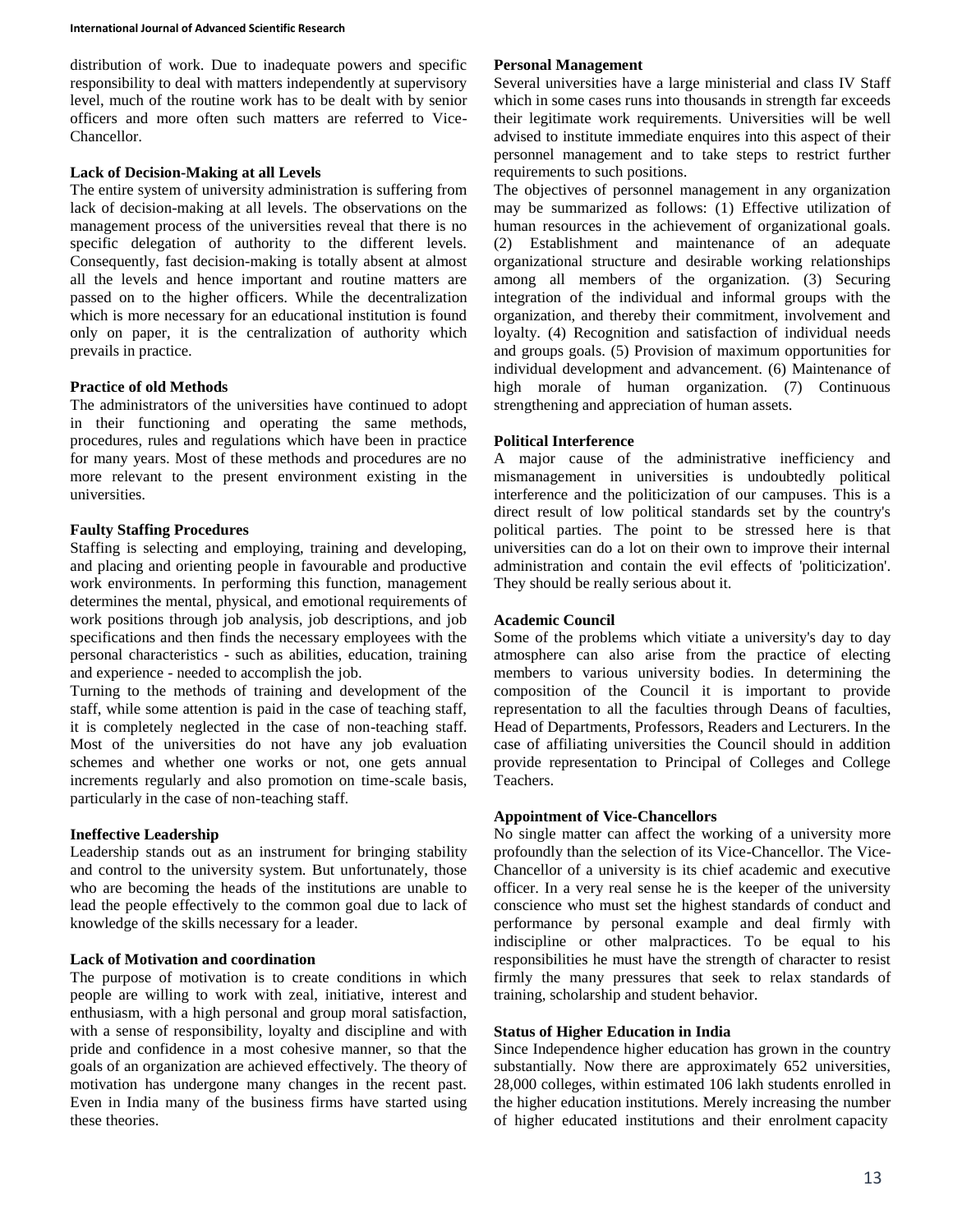distribution of work. Due to inadequate powers and specific responsibility to deal with matters independently at supervisory level, much of the routine work has to be dealt with by senior officers and more often such matters are referred to Vice-Chancellor.

**Lack of Decision-Making at all Levels**

The entire system of university administration is suffering from lack of decision-making at all levels. The observations on the management process of the universities reveal that there is no specific delegation of authority to the different levels. Consequently, fast decision-making is totally absent at almost all the levels and hence important and routine matters are passed on to the higher officers. While the decentralization which is more necessary for an educational institution is found only on paper, it is the centralization of authority which prevails in practice.

**Practice of old Methods**

The administrators of the universities have continued to adopt in their functioning and operating the same methods, procedures, rules and regulations which have been in practice for many years. Most of these methods and procedures are no more relevant to the present environment existing in the universities.

**Faulty Staffing Procedures**

Staffing is selecting and employing, training and developing, and placing and orienting people in favourable and productive work environments. In performing this function, management determines the mental, physical, and emotional requirements of work positions through job analysis, job descriptions, and job specifications and then finds the necessary employees with the personal characteristics - such as abilities, education, training and experience - needed to accomplish the job.

Turning to the methods of training and development of the staff, while some attention is paid in the case of teaching staff, it is completely neglected in the case of non-teaching staff. Most of the universities do not have any job evaluation schemes and whether one works or not, one gets annual increments regularly and also promotion on time-scale basis, particularly in the case of non-teaching staff.

**Ineffective Leadership**

Leadership stands out as an instrument for bringing stability and control to the university system. But unfortunately, those who are becoming the heads of the institutions are unable to lead the people effectively to the common goal due to lack of knowledge of the skills necessary for a leader.

**Lack of Motivation and coordination**

The purpose of motivation is to create conditions in which people are willing to work with zeal, initiative, interest and enthusiasm, with a high personal and group moral satisfaction, with a sense of responsibility, loyalty and discipline and with pride and confidence in a most cohesive manner, so that the goals of an organization are achieved effectively. The theory of motivation has undergone many changes in the recent past. Even in India many of the business firms have started using these theories.

**Personal Management**

Several universities have a large ministerial and class IV Staff which in some cases runs into thousands in strength far exceeds their legitimate work requirements. Universities will be well advised to institute immediate enquires into this aspect of their personnel management and to take steps to restrict further requirements to such positions.

The objectives of personnel management in any organization may be summarized as follows: (1) Effective utilization of human resources in the achievement of organizational goals. (2) Establishment and maintenance of an adequate organizational structure and desirable working relationships among all members of the organization. (3) Securing integration of the individual and informal groups with the organization, and thereby their commitment, involvement and loyalty. (4) Recognition and satisfaction of individual needs and groups goals. (5) Provision of maximum opportunities for individual development and advancement. (6) Maintenance of high morale of human organization. (7) Continuous strengthening and appreciation of human assets.

**Political Interference**

A major cause of the administrative inefficiency and mismanagement in universities is undoubtedly political interference and the politicization of our campuses. This is a direct result of low political standards set by the country's political parties. The point to be stressed here is that universities can do a lot on their own to improve their internal administration and contain the evil effects of 'politicization'. They should be really serious about it.

**Academic Council**

Some of the problems which vitiate a university's day to day atmosphere can also arise from the practice of electing members to various university bodies. In determining the composition of the Council it is important to provide representation to all the faculties through Deans of faculties, Head of Departments, Professors, Readers and Lecturers. In the case of affiliating universities the Council should in addition provide representation to Principal of Colleges and College Teachers.

**Appointment of Vice-Chancellors**

No single matter can affect the working of a university more profoundly than the selection of its Vice-Chancellor. The Vice-Chancellor of a university is its chief academic and executive officer. In a very real sense he is the keeper of the university conscience who must set the highest standards of conduct and performance by personal example and deal firmly with indiscipline or other malpractices. To be equal to his responsibilities he must have the strength of character to resist firmly the many pressures that seek to relax standards of training, scholarship and student behavior.

**Status of Higher Education in India**

Since Independence higher education has grown in the country substantially. Now there are approximately 652 universities, 28,000 colleges, within estimated 106 lakh students enrolled in the higher education institutions. Merely increasing the number of higher educated institutions and their enrolment capacity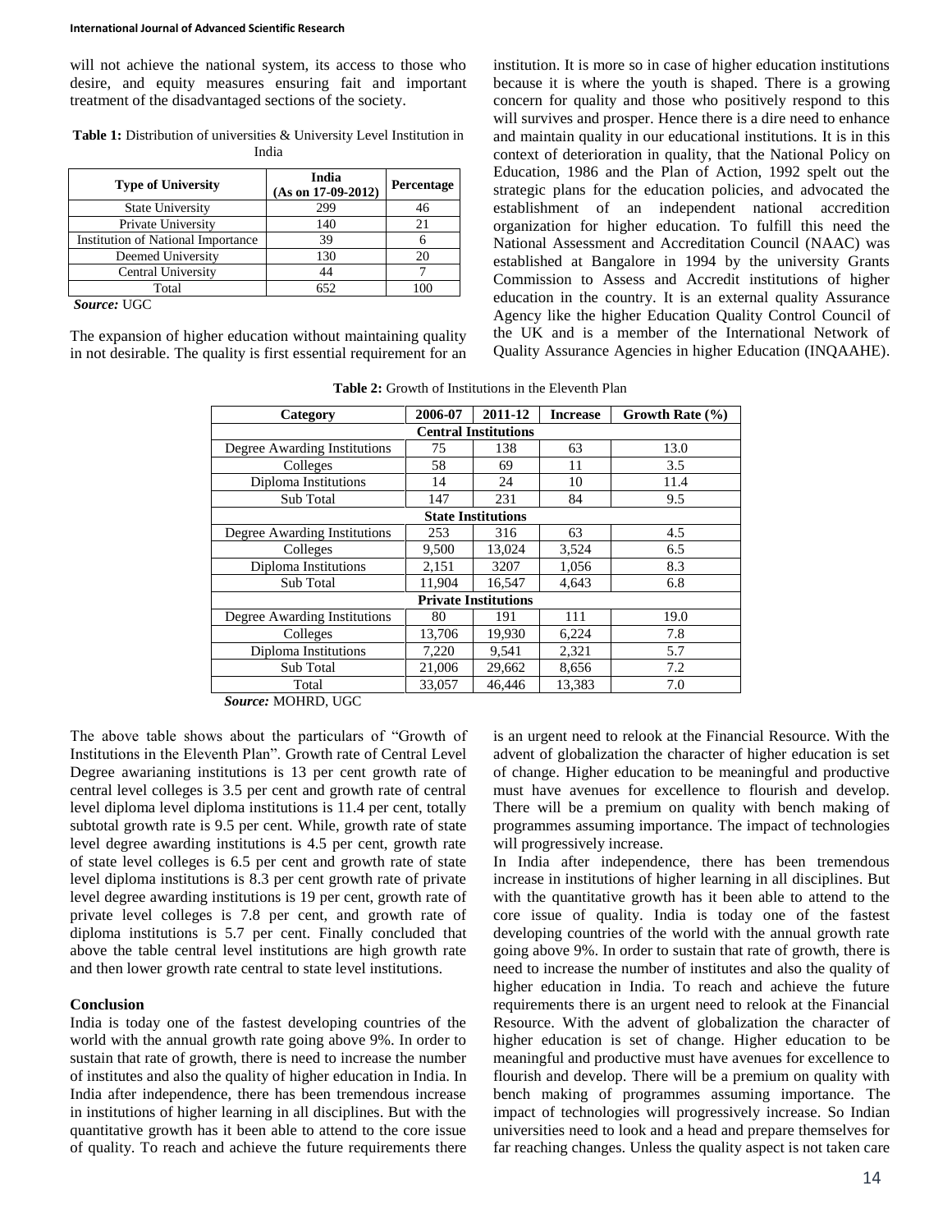will not achieve the national system, its access to those who desire, and equity measures ensuring fait and important treatment of the disadvantaged sections of the society.

**Table 1:** Distribution of universities & University Level Institution in India

| Type of University | India (As on 17-09-2012) | Percentage |
|---|---|---|
| State University | 299 | 46 |
| Private University | 140 | 21 |
| Institution of National Importance | 39 | 6 |
| Deemed University | 130 | 20 |
| Central University | 44 | 7 |
| Total | 652 | 100 |

***Source:*** UGC

The expansion of higher education without maintaining quality in not desirable. The quality is first essential requirement for an institution. It is more so in case of higher education institutions because it is where the youth is shaped. There is a growing concern for quality and those who positively respond to this will survives and prosper. Hence there is a dire need to enhance and maintain quality in our educational institutions. It is in this context of deterioration in quality, that the National Policy on Education, 1986 and the Plan of Action, 1992 spelt out the strategic plans for the education policies, and advocated the establishment of an independent national accredition organization for higher education. To fulfill this need the National Assessment and Accreditation Council (NAAC) was established at Bangalore in 1994 by the university Grants Commission to Assess and Accredit institutions of higher education in the country. It is an external quality Assurance Agency like the higher Education Quality Control Council of the UK and is a member of the International Network of Quality Assurance Agencies in higher Education (INQAAHE).

**Table 2:** Growth of Institutions in the Eleventh Plan

| Category | 2006-07 | 2011-12 | Increase | Growth Rate (%) |
|---|---|---|---|---|
| **Central Institutions** | | | | |
| Degree Awarding Institutions | 75 | 138 | 63 | 13.0 |
| Colleges | 58 | 69 | 11 | 3.5 |
| Diploma Institutions | 14 | 24 | 10 | 11.4 |
| Sub Total | 147 | 231 | 84 | 9.5 |
| **State Institutions** | | | | |
| Degree Awarding Institutions | 253 | 316 | 63 | 4.5 |
| Colleges | 9,500 | 13,024 | 3,524 | 6.5 |
| Diploma Institutions | 2,151 | 3207 | 1,056 | 8.3 |
| Sub Total | 11,904 | 16,547 | 4,643 | 6.8 |
| **Private Institutions** | | | | |
| Degree Awarding Institutions | 80 | 191 | 111 | 19.0 |
| Colleges | 13,706 | 19,930 | 6,224 | 7.8 |
| Diploma Institutions | 7,220 | 9,541 | 2,321 | 5.7 |
| Sub Total | 21,006 | 29,662 | 8,656 | 7.2 |
| Total | 33,057 | 46,446 | 13,383 | 7.0 |

***Source:*** MOHRD, UGC

The above table shows about the particulars of "Growth of Institutions in the Eleventh Plan". Growth rate of Central Level Degree awarianing institutions is 13 per cent growth rate of central level colleges is 3.5 per cent and growth rate of central level diploma level diploma institutions is 11.4 per cent, totally subtotal growth rate is 9.5 per cent. While, growth rate of state level degree awarding institutions is 4.5 per cent, growth rate of state level colleges is 6.5 per cent and growth rate of state level diploma institutions is 8.3 per cent growth rate of private level degree awarding institutions is 19 per cent, growth rate of private level colleges is 7.8 per cent, and growth rate of diploma institutions is 5.7 per cent. Finally concluded that above the table central level institutions are high growth rate and then lower growth rate central to state level institutions.

## Conclusion

India is today one of the fastest developing countries of the world with the annual growth rate going above 9%. In order to sustain that rate of growth, there is need to increase the number of institutes and also the quality of higher education in India. In India after independence, there has been tremendous increase in institutions of higher learning in all disciplines. But with the quantitative growth has it been able to attend to the core issue of quality. To reach and achieve the future requirements there is an urgent need to relook at the Financial Resource. With the advent of globalization the character of higher education is set of change. Higher education to be meaningful and productive must have avenues for excellence to flourish and develop. There will be a premium on quality with bench making of programmes assuming importance. The impact of technologies will progressively increase.

In India after independence, there has been tremendous increase in institutions of higher learning in all disciplines. But with the quantitative growth has it been able to attend to the core issue of quality. India is today one of the fastest developing countries of the world with the annual growth rate going above 9%. In order to sustain that rate of growth, there is need to increase the number of institutes and also the quality of higher education in India. To reach and achieve the future requirements there is an urgent need to relook at the Financial Resource. With the advent of globalization the character of higher education is set of change. Higher education to be meaningful and productive must have avenues for excellence to flourish and develop. There will be a premium on quality with bench making of programmes assuming importance. The impact of technologies will progressively increase. So Indian universities need to look and a head and prepare themselves for far reaching changes. Unless the quality aspect is not taken care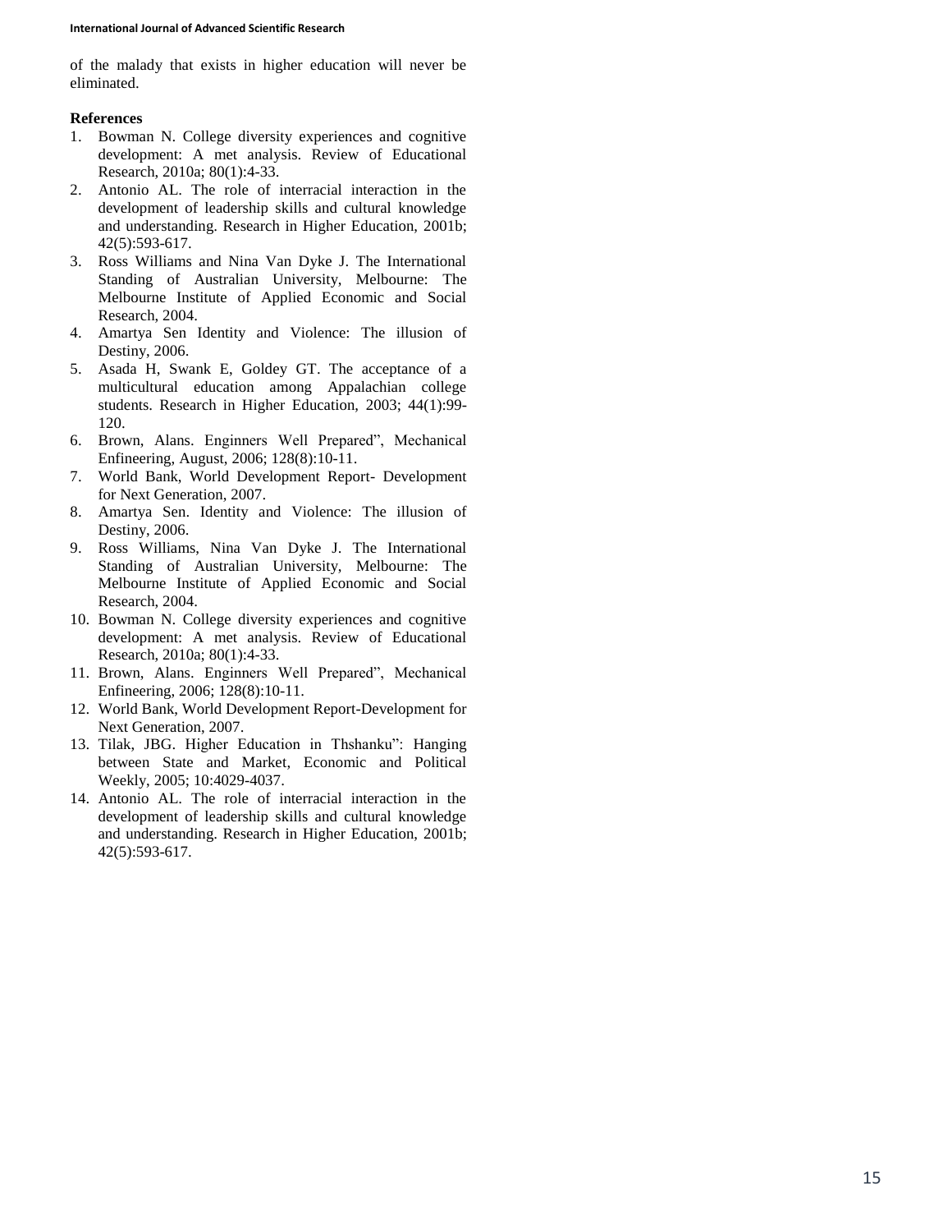of the malady that exists in higher education will never be eliminated.

**References**

1. Bowman N. College diversity experiences and cognitive development: A met analysis. Review of Educational Research, 2010a; 80(1):4-33.
2. Antonio AL. The role of interracial interaction in the development of leadership skills and cultural knowledge and understanding. Research in Higher Education, 2001b; 42(5):593-617.
3. Ross Williams and Nina Van Dyke J. The International Standing of Australian University, Melbourne: The Melbourne Institute of Applied Economic and Social Research, 2004.
4. Amartya Sen Identity and Violence: The illusion of Destiny, 2006.
5. Asada H, Swank E, Goldey GT. The acceptance of a multicultural education among Appalachian college students. Research in Higher Education, 2003; 44(1):99-120.
6. Brown, Alans. Enginners Well Prepared", Mechanical Enfineering, August, 2006; 128(8):10-11.
7. World Bank, World Development Report- Development for Next Generation, 2007.
8. Amartya Sen. Identity and Violence: The illusion of Destiny, 2006.
9. Ross Williams, Nina Van Dyke J. The International Standing of Australian University, Melbourne: The Melbourne Institute of Applied Economic and Social Research, 2004.
10. Bowman N. College diversity experiences and cognitive development: A met analysis. Review of Educational Research, 2010a; 80(1):4-33.
11. Brown, Alans. Enginners Well Prepared", Mechanical Enfineering, 2006; 128(8):10-11.
12. World Bank, World Development Report-Development for Next Generation, 2007.
13. Tilak, JBG. Higher Education in Thshanku": Hanging between State and Market, Economic and Political Weekly, 2005; 10:4029-4037.
14. Antonio AL. The role of interracial interaction in the development of leadership skills and cultural knowledge and understanding. Research in Higher Education, 2001b; 42(5):593-617.